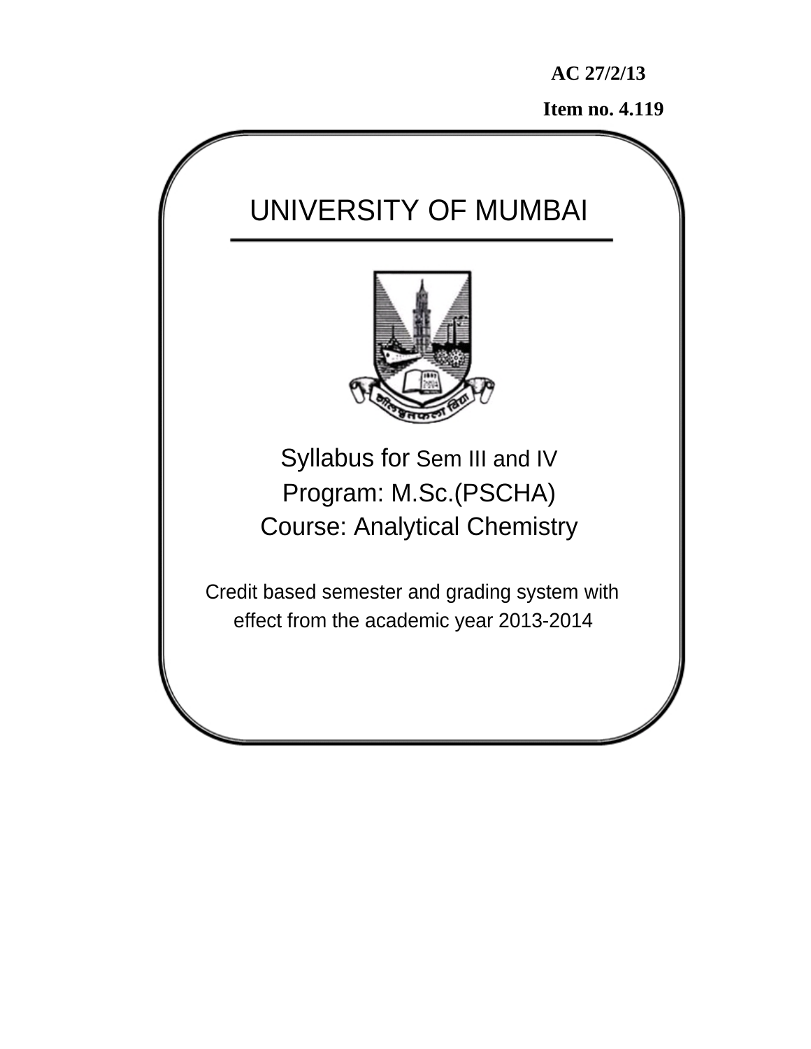**AC 27/2/13**

**Item no. 4.119**

# UNIVERSITY OF MUMBAI

Syllabus for Sem III and IV

Program: M.Sc.(PSCHA)

Course: Analytical Chemistry

Credit based semester and grading system with effect from the academic year 2013-2014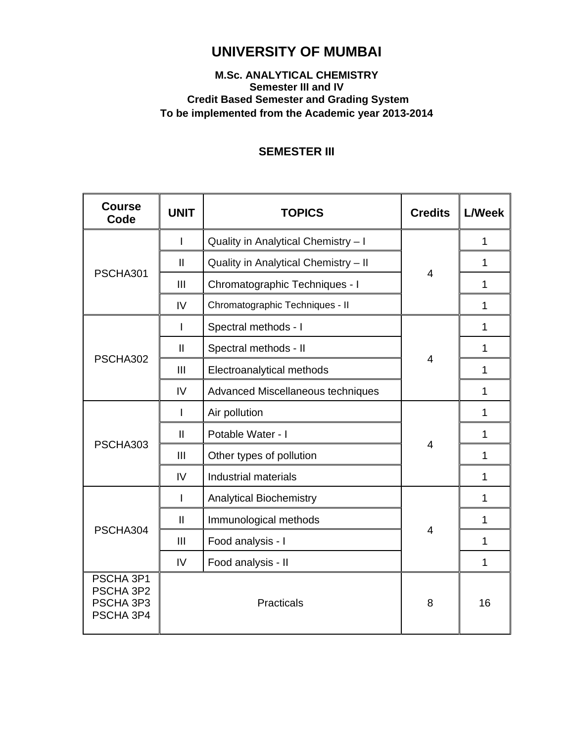# UNIVERSITY OF MUMBAI

**M.Sc. ANALYTICAL CHEMISTRY**
**Semester III and IV**
**Credit Based Semester and Grading System**
**To be implemented from the Academic year 2013-2014**

## SEMESTER III

| Course Code | UNIT | TOPICS | Credits | L/Week |
|---|---|---|---|---|
| PSCHA301 | I | Quality in Analytical Chemistry – I | 4 | 1 |
| | II | Quality in Analytical Chemistry – II | | 1 |
| | III | Chromatographic Techniques - I | | 1 |
| | IV | Chromatographic Techniques - II | | 1 |
| PSCHA302 | I | Spectral methods - I | 4 | 1 |
| | II | Spectral methods - II | | 1 |
| | III | Electroanalytical methods | | 1 |
| | IV | Advanced Miscellaneous techniques | | 1 |
| PSCHA303 | I | Air pollution | 4 | 1 |
| | II | Potable Water - I | | 1 |
| | III | Other types of pollution | | 1 |
| | IV | Industrial materials | | 1 |
| PSCHA304 | I | Analytical Biochemistry | 4 | 1 |
| | II | Immunological methods | | 1 |
| | III | Food analysis - I | | 1 |
| | IV | Food analysis - II | | 1 |
| PSCHA 3P1<br>PSCHA 3P2<br>PSCHA 3P3<br>PSCHA 3P4 | | Practicals | 8 | 16 |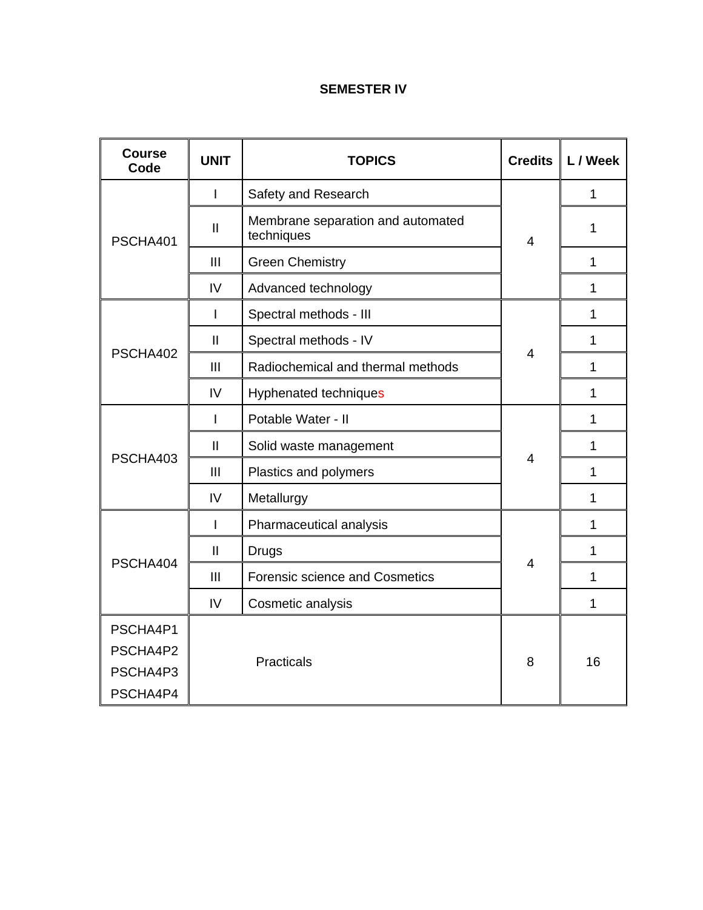# SEMESTER IV

| Course Code | UNIT | TOPICS | Credits | L / Week |
|---|---|---|---|---|
| PSCHA401 | I | Safety and Research | 4 | 1 |
| | II | Membrane separation and automated techniques | | 1 |
| | III | Green Chemistry | | 1 |
| | IV | Advanced technology | | 1 |
| PSCHA402 | I | Spectral methods - III | 4 | 1 |
| | II | Spectral methods - IV | | 1 |
| | III | Radiochemical and thermal methods | | 1 |
| | IV | Hyphenated techniques | | 1 |
| PSCHA403 | I | Potable Water - II | 4 | 1 |
| | II | Solid waste management | | 1 |
| | III | Plastics and polymers | | 1 |
| | IV | Metallurgy | | 1 |
| PSCHA404 | I | Pharmaceutical analysis | 4 | 1 |
| | II | Drugs | | 1 |
| | III | Forensic science and Cosmetics | | 1 |
| | IV | Cosmetic analysis | | 1 |
| PSCHA4P1 PSCHA4P2 PSCHA4P3 PSCHA4P4 | Practicals | | 8 | 16 |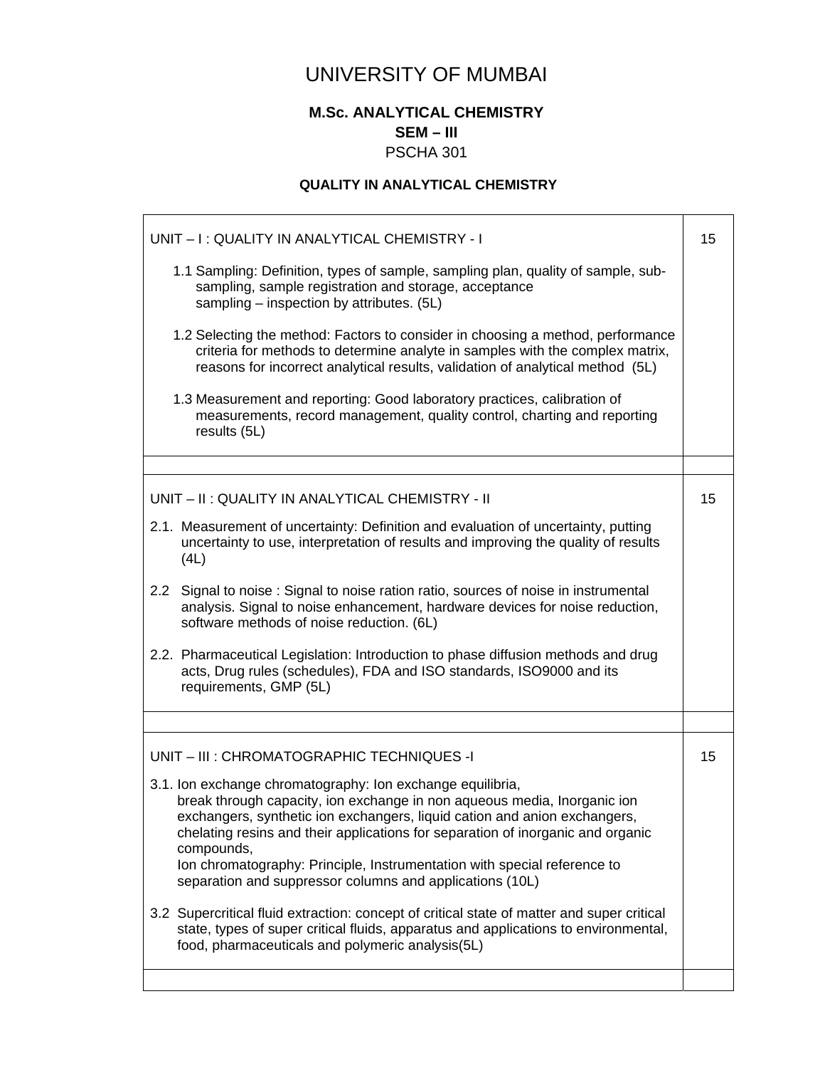# UNIVERSITY OF MUMBAI

## M.Sc. ANALYTICAL CHEMISTRY

## SEM – III

PSCHA 301

### QUALITY IN ANALYTICAL CHEMISTRY

| | |
|---|---|
| UNIT – I : QUALITY IN ANALYTICAL CHEMISTRY - I<br><br>1.1 Sampling: Definition, types of sample, sampling plan, quality of sample, sub-sampling, sample registration and storage, acceptance sampling – inspection by attributes. (5L)<br><br>1.2 Selecting the method: Factors to consider in choosing a method, performance criteria for methods to determine analyte in samples with the complex matrix, reasons for incorrect analytical results, validation of analytical method (5L)<br><br>1.3 Measurement and reporting: Good laboratory practices, calibration of measurements, record management, quality control, charting and reporting results (5L) | 15 |
| | |
| UNIT – II : QUALITY IN ANALYTICAL CHEMISTRY - II<br><br>2.1. Measurement of uncertainty: Definition and evaluation of uncertainty, putting uncertainty to use, interpretation of results and improving the quality of results (4L)<br><br>2.2 Signal to noise : Signal to noise ration ratio, sources of noise in instrumental analysis. Signal to noise enhancement, hardware devices for noise reduction, software methods of noise reduction. (6L)<br><br>2.2. Pharmaceutical Legislation: Introduction to phase diffusion methods and drug acts, Drug rules (schedules), FDA and ISO standards, ISO9000 and its requirements, GMP (5L) | 15 |
| | |
| UNIT – III : CHROMATOGRAPHIC TECHNIQUES -I<br><br>3.1. Ion exchange chromatography: Ion exchange equilibria, break through capacity, ion exchange in non aqueous media, Inorganic ion exchangers, synthetic ion exchangers, liquid cation and anion exchangers, chelating resins and their applications for separation of inorganic and organic compounds,<br>Ion chromatography: Principle, Instrumentation with special reference to separation and suppressor columns and applications (10L)<br><br>3.2 Supercritical fluid extraction: concept of critical state of matter and super critical state, types of super critical fluids, apparatus and applications to environmental, food, pharmaceuticals and polymeric analysis(5L) | 15 |
| | |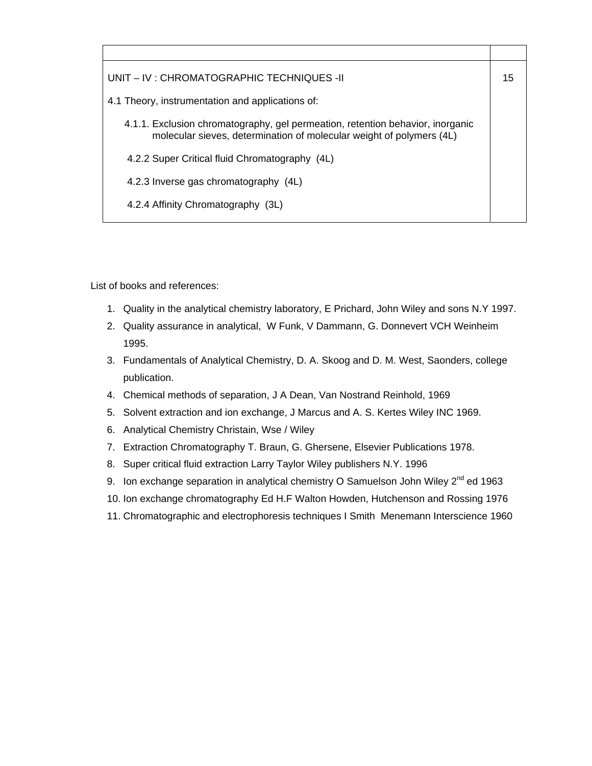| | |
|---|---|
| UNIT – IV : CHROMATOGRAPHIC TECHNIQUES -II<br><br>4.1 Theory, instrumentation and applications of:<br><br>4.1.1. Exclusion chromatography, gel permeation, retention behavior, inorganic molecular sieves, determination of molecular weight of polymers (4L)<br><br>4.2.2 Super Critical fluid Chromatography (4L)<br><br>4.2.3 Inverse gas chromatography (4L)<br><br>4.2.4 Affinity Chromatography (3L) | 15 |

List of books and references:

1. Quality in the analytical chemistry laboratory, E Prichard, John Wiley and sons N.Y 1997.
2. Quality assurance in analytical, W Funk, V Dammann, G. Donnevert VCH Weinheim 1995.
3. Fundamentals of Analytical Chemistry, D. A. Skoog and D. M. West, Saonders, college publication.
4. Chemical methods of separation, J A Dean, Van Nostrand Reinhold, 1969
5. Solvent extraction and ion exchange, J Marcus and A. S. Kertes Wiley INC 1969.
6. Analytical Chemistry Christain, Wse / Wiley
7. Extraction Chromatography T. Braun, G. Ghersene, Elsevier Publications 1978.
8. Super critical fluid extraction Larry Taylor Wiley publishers N.Y. 1996
9. Ion exchange separation in analytical chemistry O Samuelson John Wiley 2$^{nd}$ ed 1963
10. Ion exchange chromatography Ed H.F Walton Howden, Hutchenson and Rossing 1976
11. Chromatographic and electrophoresis techniques I Smith Menemann Interscience 1960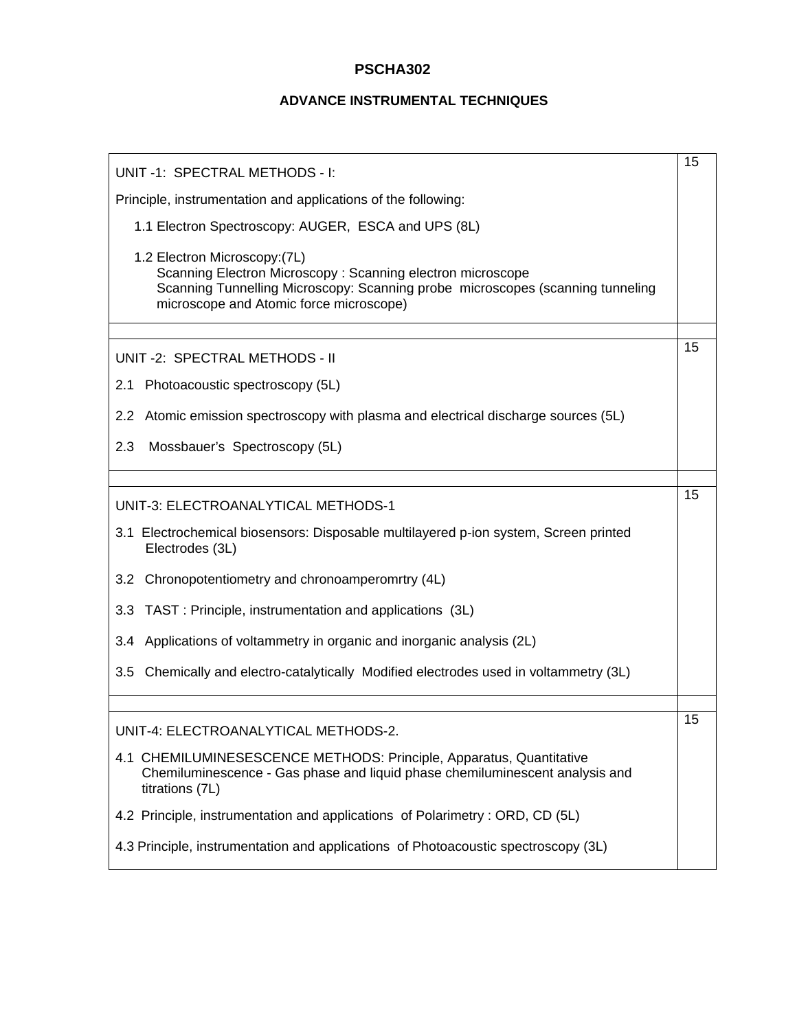# PSCHA302

## ADVANCE INSTRUMENTAL TECHNIQUES

| | |
|---|---|
| UNIT -1: SPECTRAL METHODS - I:<br><br>Principle, instrumentation and applications of the following:<br><br>1.1 Electron Spectroscopy: AUGER, ESCA and UPS (8L)<br><br>1.2 Electron Microscopy:(7L)<br>Scanning Electron Microscopy : Scanning electron microscope<br>Scanning Tunnelling Microscopy: Scanning probe microscopes (scanning tunneling microscope and Atomic force microscope) | 15 |
| | |
| UNIT -2: SPECTRAL METHODS - II<br><br>2.1 Photoacoustic spectroscopy (5L)<br><br>2.2 Atomic emission spectroscopy with plasma and electrical discharge sources (5L)<br><br>2.3 Mossbauer's Spectroscopy (5L) | 15 |
| | |
| UNIT-3: ELECTROANALYTICAL METHODS-1<br><br>3.1 Electrochemical biosensors: Disposable multilayered p-ion system, Screen printed Electrodes (3L)<br><br>3.2 Chronopotentiometry and chronoamperomrtry (4L)<br><br>3.3 TAST : Principle, instrumentation and applications (3L)<br><br>3.4 Applications of voltammetry in organic and inorganic analysis (2L)<br><br>3.5 Chemically and electro-catalytically Modified electrodes used in voltammetry (3L) | 15 |
| | |
| UNIT-4: ELECTROANALYTICAL METHODS-2.<br><br>4.1 CHEMILUMINESESCENCE METHODS: Principle, Apparatus, Quantitative Chemiluminescence - Gas phase and liquid phase chemiluminescent analysis and titrations (7L)<br><br>4.2 Principle, instrumentation and applications of Polarimetry : ORD, CD (5L)<br><br>4.3 Principle, instrumentation and applications of Photoacoustic spectroscopy (3L) | 15 |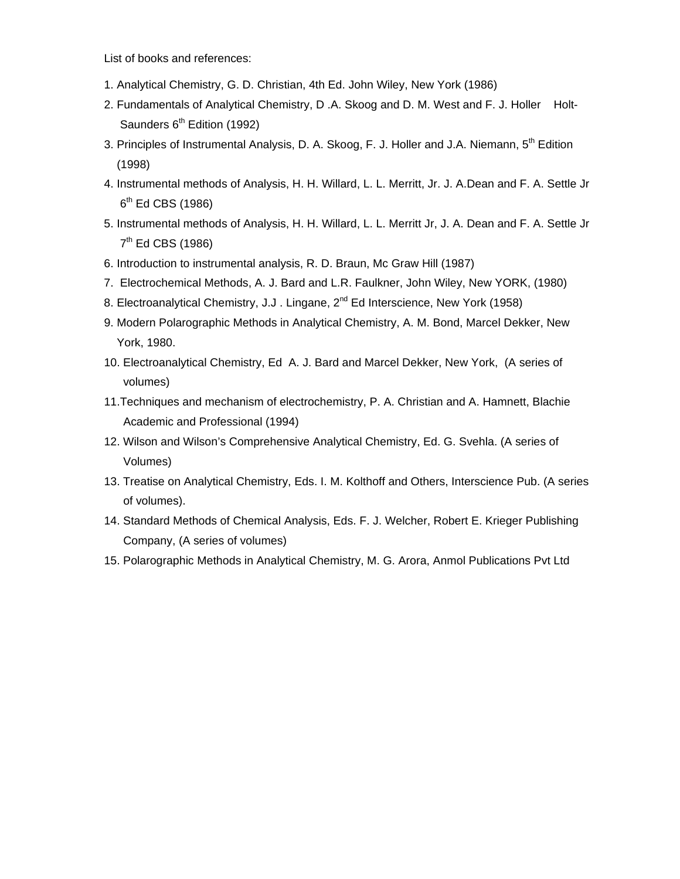List of books and references:

1. Analytical Chemistry, G. D. Christian, 4th Ed. John Wiley, New York (1986)
2. Fundamentals of Analytical Chemistry, D .A. Skoog and D. M. West and F. J. Holler Holt-Saunders 6$^{th}$ Edition (1992)
3. Principles of Instrumental Analysis, D. A. Skoog, F. J. Holler and J.A. Niemann, 5$^{th}$ Edition (1998)
4. Instrumental methods of Analysis, H. H. Willard, L. L. Merritt, Jr. J. A.Dean and F. A. Settle Jr 6$^{th}$ Ed CBS (1986)
5. Instrumental methods of Analysis, H. H. Willard, L. L. Merritt Jr, J. A. Dean and F. A. Settle Jr 7$^{th}$ Ed CBS (1986)
6. Introduction to instrumental analysis, R. D. Braun, Mc Graw Hill (1987)
7. Electrochemical Methods, A. J. Bard and L.R. Faulkner, John Wiley, New YORK, (1980)
8. Electroanalytical Chemistry, J.J . Lingane, 2$^{nd}$ Ed Interscience, New York (1958)
9. Modern Polarographic Methods in Analytical Chemistry, A. M. Bond, Marcel Dekker, New York, 1980.
10. Electroanalytical Chemistry, Ed A. J. Bard and Marcel Dekker, New York, (A series of volumes)
11. Techniques and mechanism of electrochemistry, P. A. Christian and A. Hamnett, Blachie Academic and Professional (1994)
12. Wilson and Wilson's Comprehensive Analytical Chemistry, Ed. G. Svehla. (A series of Volumes)
13. Treatise on Analytical Chemistry, Eds. I. M. Kolthoff and Others, Interscience Pub. (A series of volumes).
14. Standard Methods of Chemical Analysis, Eds. F. J. Welcher, Robert E. Krieger Publishing Company, (A series of volumes)
15. Polarographic Methods in Analytical Chemistry, M. G. Arora, Anmol Publications Pvt Ltd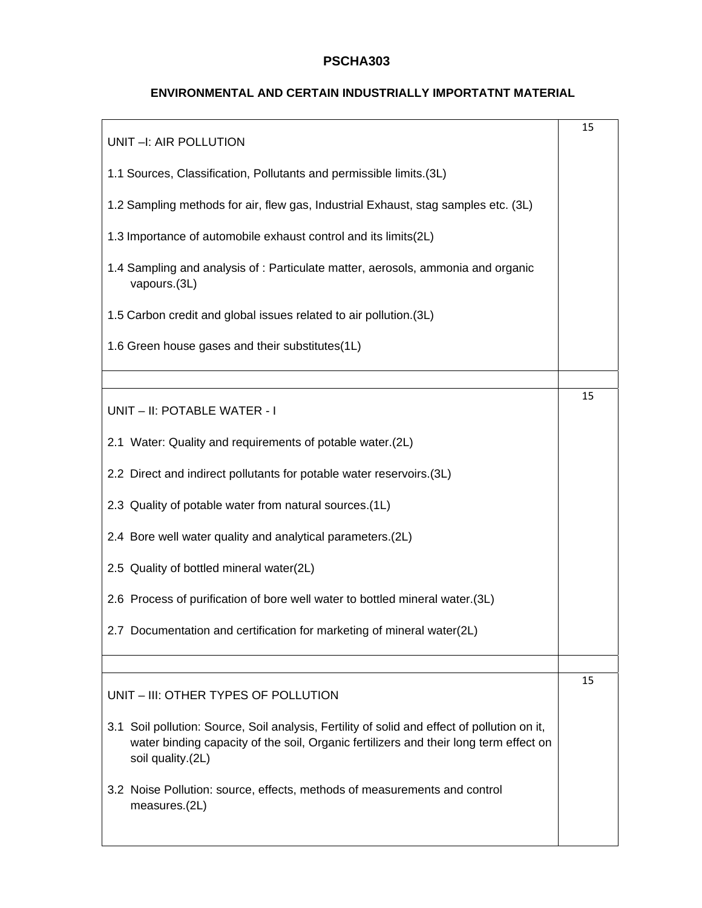# PSCHA303

## ENVIRONMENTAL AND CERTAIN INDUSTRIALLY IMPORTATNT MATERIAL

| | |
|---|---|
| UNIT –I: AIR POLLUTION<br><br>1.1 Sources, Classification, Pollutants and permissible limits.(3L)<br><br>1.2 Sampling methods for air, flew gas, Industrial Exhaust, stag samples etc. (3L)<br><br>1.3 Importance of automobile exhaust control and its limits(2L)<br><br>1.4 Sampling and analysis of : Particulate matter, aerosols, ammonia and organic vapours.(3L)<br><br>1.5 Carbon credit and global issues related to air pollution.(3L)<br><br>1.6 Green house gases and their substitutes(1L) | 15 |
| | |
| UNIT – II: POTABLE WATER - I<br><br>2.1 Water: Quality and requirements of potable water.(2L)<br><br>2.2 Direct and indirect pollutants for potable water reservoirs.(3L)<br><br>2.3 Quality of potable water from natural sources.(1L)<br><br>2.4 Bore well water quality and analytical parameters.(2L)<br><br>2.5 Quality of bottled mineral water(2L)<br><br>2.6 Process of purification of bore well water to bottled mineral water.(3L)<br><br>2.7 Documentation and certification for marketing of mineral water(2L) | 15 |
| | |
| UNIT – III: OTHER TYPES OF POLLUTION<br><br>3.1 Soil pollution: Source, Soil analysis, Fertility of solid and effect of pollution on it, water binding capacity of the soil, Organic fertilizers and their long term effect on soil quality.(2L)<br><br>3.2 Noise Pollution: source, effects, methods of measurements and control measures.(2L) | 15 |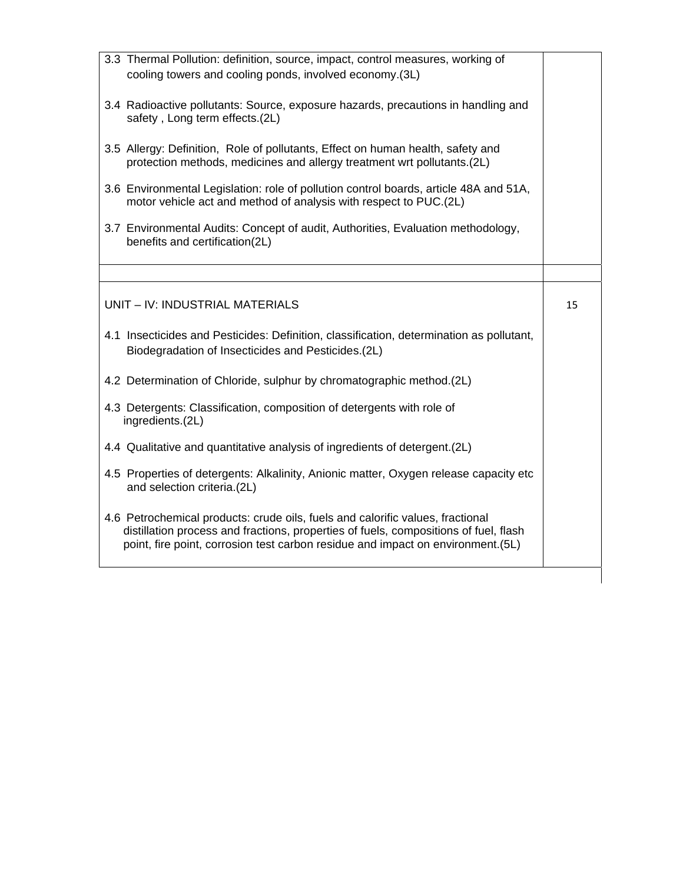| | |
|---|---|
| 3.3 Thermal Pollution: definition, source, impact, control measures, working of cooling towers and cooling ponds, involved economy.(3L)<br><br>3.4 Radioactive pollutants: Source, exposure hazards, precautions in handling and safety , Long term effects.(2L)<br><br>3.5 Allergy: Definition, Role of pollutants, Effect on human health, safety and protection methods, medicines and allergy treatment wrt pollutants.(2L)<br><br>3.6 Environmental Legislation: role of pollution control boards, article 48A and 51A, motor vehicle act and method of analysis with respect to PUC.(2L)<br><br>3.7 Environmental Audits: Concept of audit, Authorities, Evaluation methodology, benefits and certification(2L) | |
| | |
| UNIT – IV: INDUSTRIAL MATERIALS<br><br>4.1 Insecticides and Pesticides: Definition, classification, determination as pollutant, Biodegradation of Insecticides and Pesticides.(2L)<br><br>4.2 Determination of Chloride, sulphur by chromatographic method.(2L)<br><br>4.3 Detergents: Classification, composition of detergents with role of ingredients.(2L)<br><br>4.4 Qualitative and quantitative analysis of ingredients of detergent.(2L)<br><br>4.5 Properties of detergents: Alkalinity, Anionic matter, Oxygen release capacity etc and selection criteria.(2L)<br><br>4.6 Petrochemical products: crude oils, fuels and calorific values, fractional distillation process and fractions, properties of fuels, compositions of fuel, flash point, fire point, corrosion test carbon residue and impact on environment.(5L) | 15 |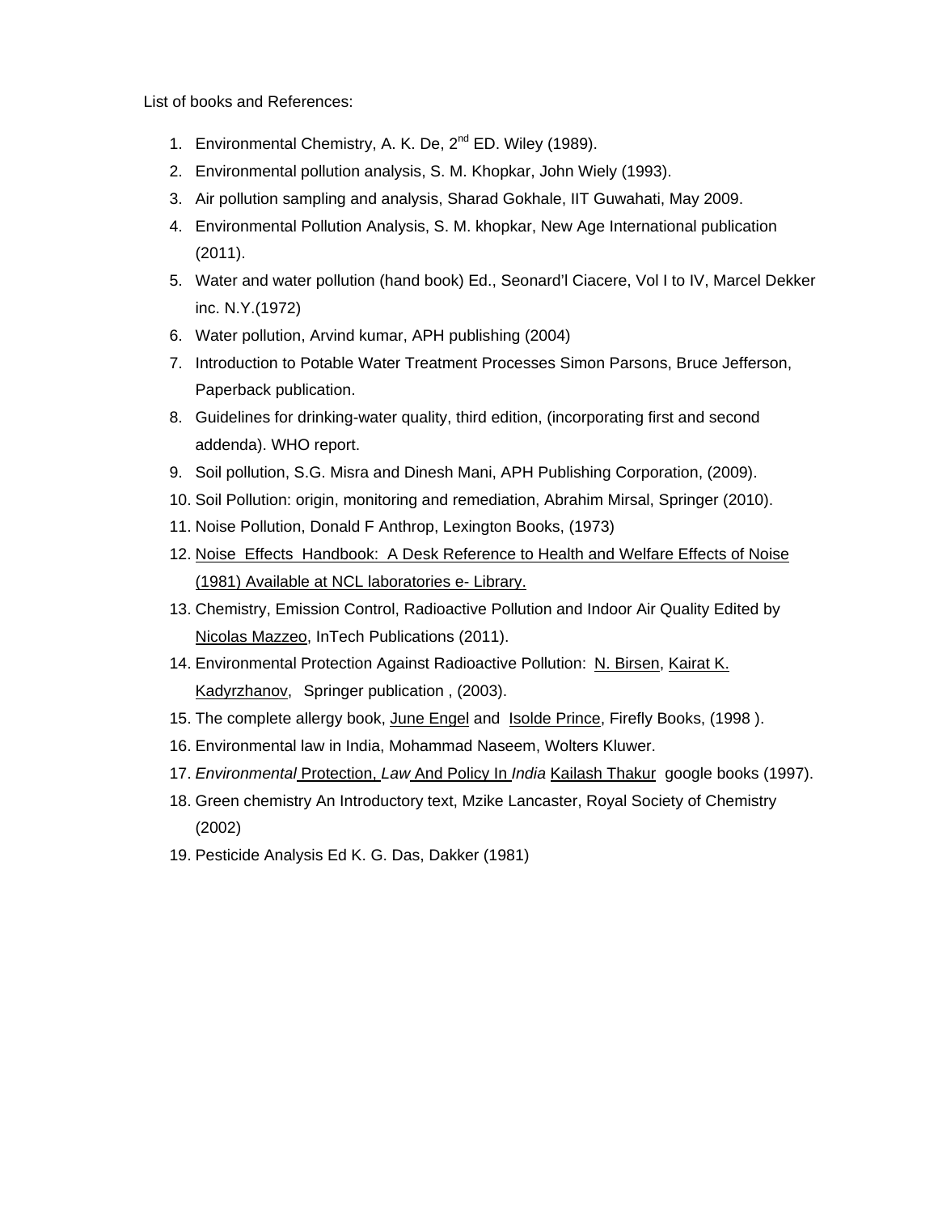List of books and References:

1. Environmental Chemistry, A. K. De, 2nd ED. Wiley (1989).
2. Environmental pollution analysis, S. M. Khopkar, John Wiely (1993).
3. Air pollution sampling and analysis, Sharad Gokhale, IIT Guwahati, May 2009.
4. Environmental Pollution Analysis, S. M. khopkar, New Age International publication (2011).
5. Water and water pollution (hand book) Ed., Seonard'l Ciacere, Vol I to IV, Marcel Dekker inc. N.Y.(1972)
6. Water pollution, Arvind kumar, APH publishing (2004)
7. Introduction to Potable Water Treatment Processes Simon Parsons, Bruce Jefferson, Paperback publication.
8. Guidelines for drinking-water quality, third edition, (incorporating first and second addenda). WHO report.
9. Soil pollution, S.G. Misra and Dinesh Mani, APH Publishing Corporation, (2009).
10. Soil Pollution: origin, monitoring and remediation, Abrahim Mirsal, Springer (2010).
11. Noise Pollution, Donald F Anthrop, Lexington Books, (1973)
12. Noise Effects Handbook: A Desk Reference to Health and Welfare Effects of Noise (1981) Available at NCL laboratories e- Library.
13. Chemistry, Emission Control, Radioactive Pollution and Indoor Air Quality Edited by Nicolas Mazzeo, InTech Publications (2011).
14. Environmental Protection Against Radioactive Pollution: N. Birsen, Kairat K. Kadyrzhanov, Springer publication , (2003).
15. The complete allergy book, June Engel and Isolde Prince, Firefly Books, (1998 ).
16. Environmental law in India, Mohammad Naseem, Wolters Kluwer.
17. *Environmental* Protection, *Law* And Policy In *India* Kailash Thakur google books (1997).
18. Green chemistry An Introductory text, Mzike Lancaster, Royal Society of Chemistry (2002)
19. Pesticide Analysis Ed K. G. Das, Dakker (1981)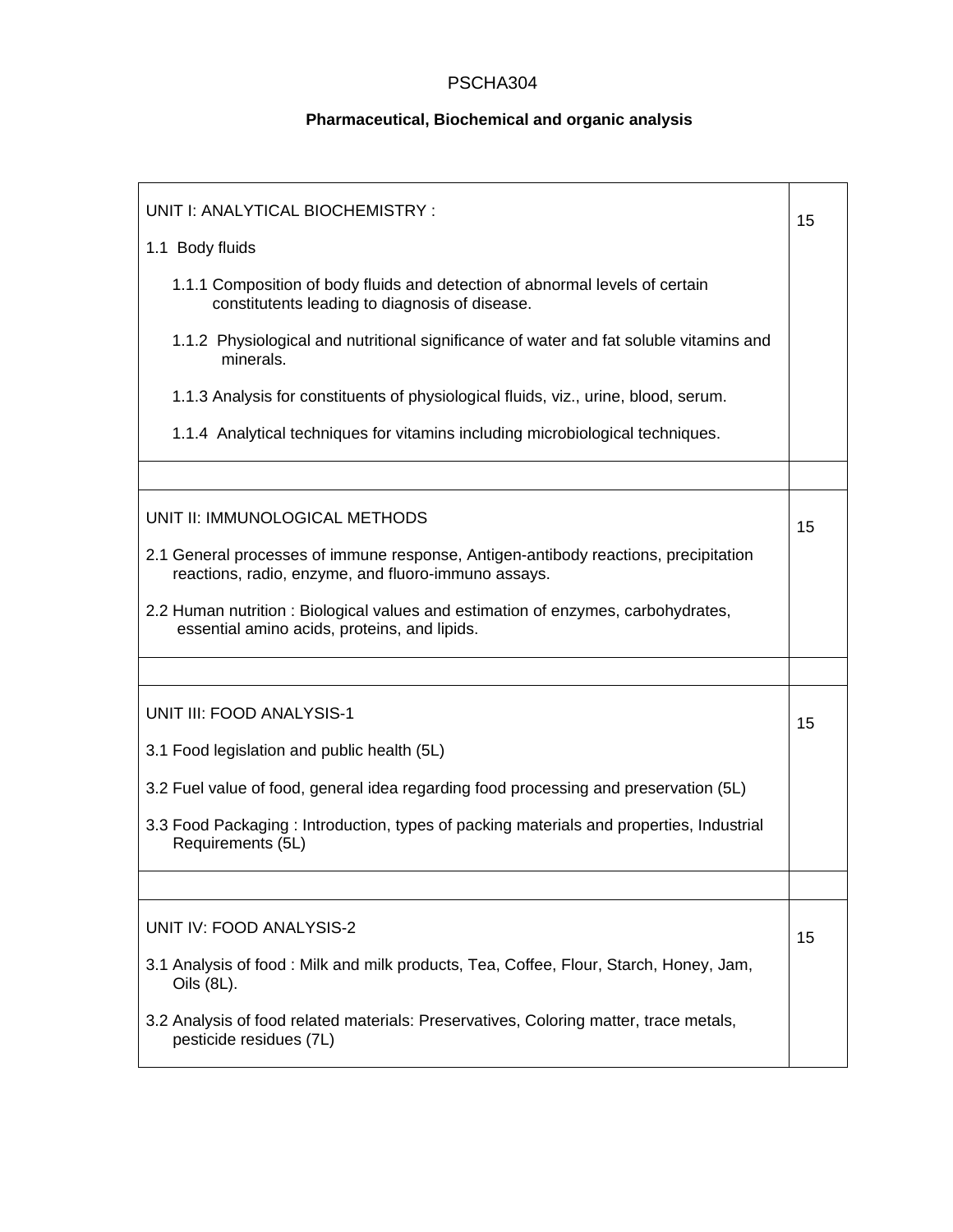PSCHA304

**Pharmaceutical, Biochemical and organic analysis**

| | |
|---|---|
| UNIT I: ANALYTICAL BIOCHEMISTRY :<br><br>1.1 Body fluids<br><br>1.1.1 Composition of body fluids and detection of abnormal levels of certain constitutents leading to diagnosis of disease.<br><br>1.1.2 Physiological and nutritional significance of water and fat soluble vitamins and minerals.<br><br>1.1.3 Analysis for constituents of physiological fluids, viz., urine, blood, serum.<br><br>1.1.4 Analytical techniques for vitamins including microbiological techniques. | 15 |
| | |
| UNIT II: IMMUNOLOGICAL METHODS<br><br>2.1 General processes of immune response, Antigen-antibody reactions, precipitation reactions, radio, enzyme, and fluoro-immuno assays.<br><br>2.2 Human nutrition : Biological values and estimation of enzymes, carbohydrates, essential amino acids, proteins, and lipids. | 15 |
| | |
| UNIT III: FOOD ANALYSIS-1<br><br>3.1 Food legislation and public health (5L)<br><br>3.2 Fuel value of food, general idea regarding food processing and preservation (5L)<br><br>3.3 Food Packaging : Introduction, types of packing materials and properties, Industrial Requirements (5L) | 15 |
| | |
| UNIT IV: FOOD ANALYSIS-2<br><br>3.1 Analysis of food : Milk and milk products, Tea, Coffee, Flour, Starch, Honey, Jam, Oils (8L).<br><br>3.2 Analysis of food related materials: Preservatives, Coloring matter, trace metals, pesticide residues (7L) | 15 |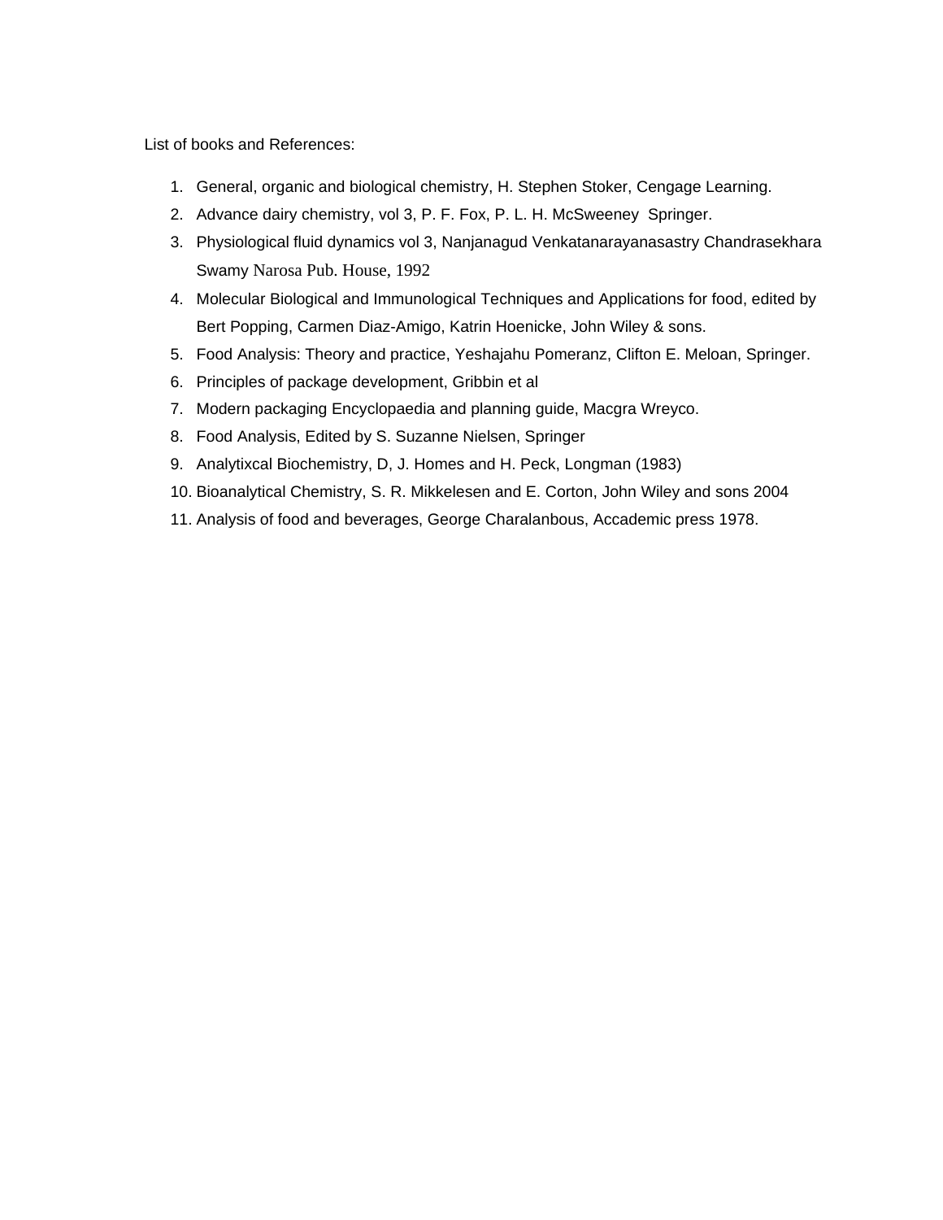List of books and References:

1. General, organic and biological chemistry, H. Stephen Stoker, Cengage Learning.
2. Advance dairy chemistry, vol 3, P. F. Fox, P. L. H. McSweeney Springer.
3. Physiological fluid dynamics vol 3, Nanjanagud Venkatanarayanasastry Chandrasekhara Swamy Narosa Pub. House, 1992
4. Molecular Biological and Immunological Techniques and Applications for food, edited by Bert Popping, Carmen Diaz-Amigo, Katrin Hoenicke, John Wiley & sons.
5. Food Analysis: Theory and practice, Yeshajahu Pomeranz, Clifton E. Meloan, Springer.
6. Principles of package development, Gribbin et al
7. Modern packaging Encyclopaedia and planning guide, Macgra Wreyco.
8. Food Analysis, Edited by S. Suzanne Nielsen, Springer
9. Analytixcal Biochemistry, D, J. Homes and H. Peck, Longman (1983)
10. Bioanalytical Chemistry, S. R. Mikkelesen and E. Corton, John Wiley and sons 2004
11. Analysis of food and beverages, George Charalanbous, Accademic press 1978.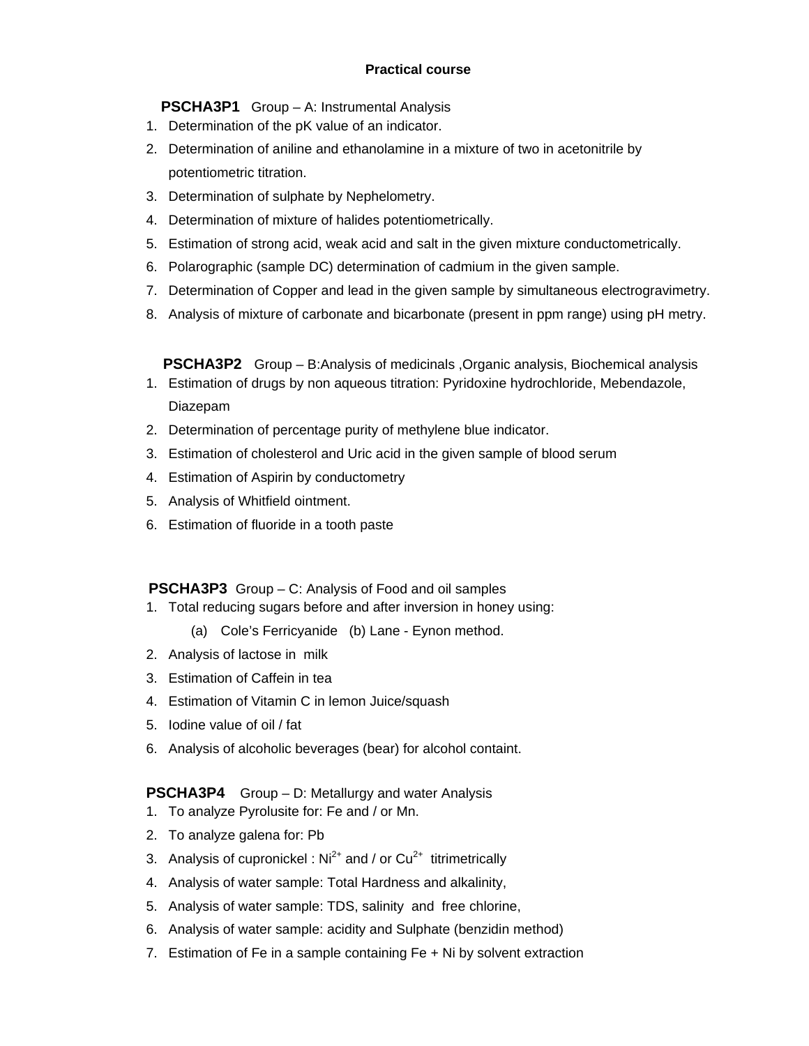## Practical course

**PSCHA3P1** Group – A: Instrumental Analysis

1. Determination of the pK value of an indicator.
2. Determination of aniline and ethanolamine in a mixture of two in acetonitrile by potentiometric titration.
3. Determination of sulphate by Nephelometry.
4. Determination of mixture of halides potentiometrically.
5. Estimation of strong acid, weak acid and salt in the given mixture conductometrically.
6. Polarographic (sample DC) determination of cadmium in the given sample.
7. Determination of Copper and lead in the given sample by simultaneous electrogravimetry.
8. Analysis of mixture of carbonate and bicarbonate (present in ppm range) using pH metry.

**PSCHA3P2** Group – B:Analysis of medicinals ,Organic analysis, Biochemical analysis

1. Estimation of drugs by non aqueous titration: Pyridoxine hydrochloride, Mebendazole, Diazepam
2. Determination of percentage purity of methylene blue indicator.
3. Estimation of cholesterol and Uric acid in the given sample of blood serum
4. Estimation of Aspirin by conductometry
5. Analysis of Whitfield ointment.
6. Estimation of fluoride in a tooth paste

**PSCHA3P3** Group – C: Analysis of Food and oil samples

1. Total reducing sugars before and after inversion in honey using:
   (a) Cole's Ferricyanide (b) Lane - Eynon method.
2. Analysis of lactose in milk
3. Estimation of Caffein in tea
4. Estimation of Vitamin C in lemon Juice/squash
5. Iodine value of oil / fat
6. Analysis of alcoholic beverages (bear) for alcohol containt.

**PSCHA3P4** Group – D: Metallurgy and water Analysis

1. To analyze Pyrolusite for: Fe and / or Mn.
2. To analyze galena for: Pb
3. Analysis of cupronickel : $Ni^{2+}$ and / or $Cu^{2+}$ titrimetrically
4. Analysis of water sample: Total Hardness and alkalinity,
5. Analysis of water sample: TDS, salinity and free chlorine,
6. Analysis of water sample: acidity and Sulphate (benzidin method)
7. Estimation of Fe in a sample containing Fe + Ni by solvent extraction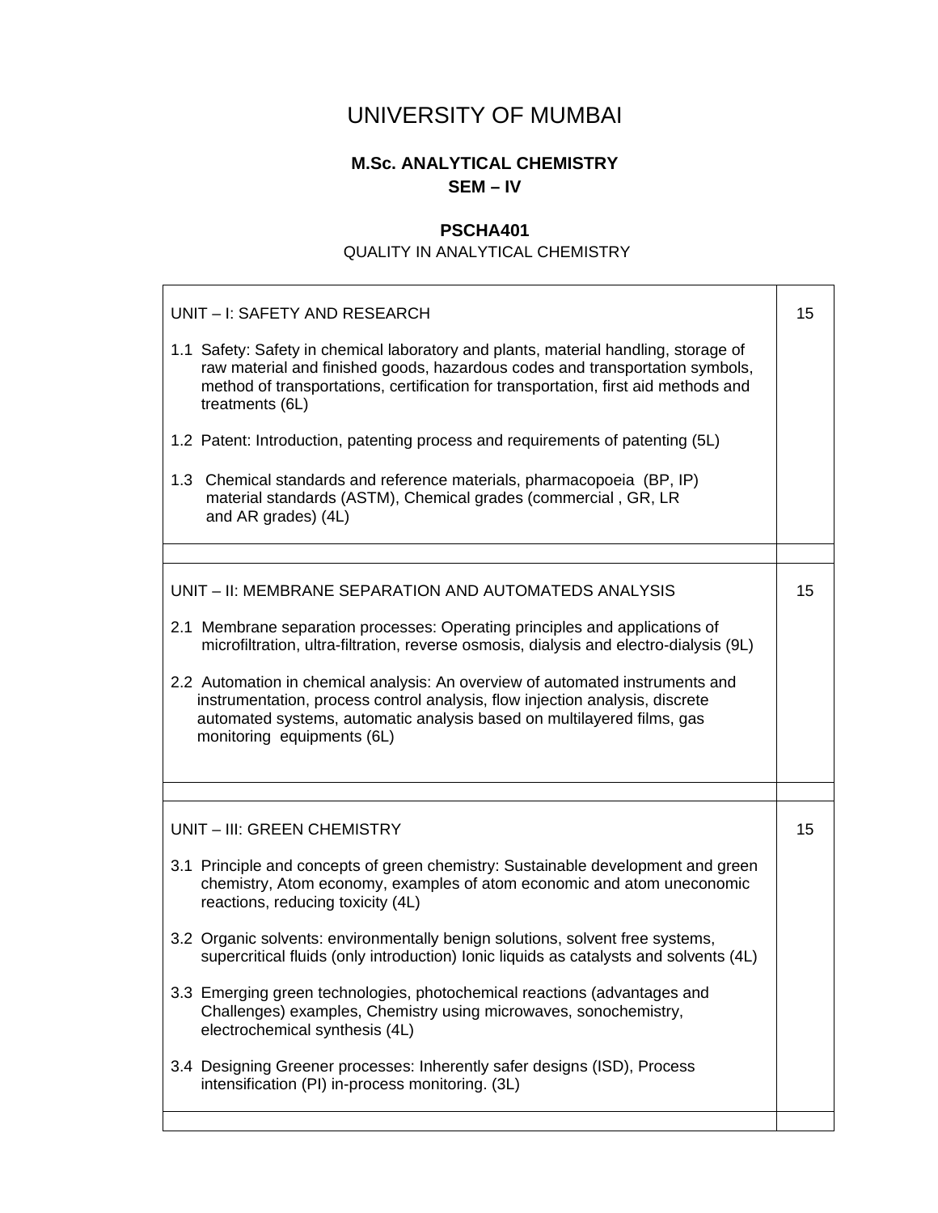# UNIVERSITY OF MUMBAI

## M.Sc. ANALYTICAL CHEMISTRY
## SEM – IV

### PSCHA401
QUALITY IN ANALYTICAL CHEMISTRY

| | |
|---|---|
| UNIT – I: SAFETY AND RESEARCH<br><br>1.1 Safety: Safety in chemical laboratory and plants, material handling, storage of raw material and finished goods, hazardous codes and transportation symbols, method of transportations, certification for transportation, first aid methods and treatments (6L)<br><br>1.2 Patent: Introduction, patenting process and requirements of patenting (5L)<br><br>1.3 Chemical standards and reference materials, pharmacopoeia (BP, IP) material standards (ASTM), Chemical grades (commercial , GR, LR and AR grades) (4L) | 15 |
| | |
| UNIT – II: MEMBRANE SEPARATION AND AUTOMATEDS ANALYSIS<br><br>2.1 Membrane separation processes: Operating principles and applications of microfiltration, ultra-filtration, reverse osmosis, dialysis and electro-dialysis (9L)<br><br>2.2 Automation in chemical analysis: An overview of automated instruments and instrumentation, process control analysis, flow injection analysis, discrete automated systems, automatic analysis based on multilayered films, gas monitoring equipments (6L) | 15 |
| | |
| UNIT – III: GREEN CHEMISTRY<br><br>3.1 Principle and concepts of green chemistry: Sustainable development and green chemistry, Atom economy, examples of atom economic and atom uneconomic reactions, reducing toxicity (4L)<br><br>3.2 Organic solvents: environmentally benign solutions, solvent free systems, supercritical fluids (only introduction) Ionic liquids as catalysts and solvents (4L)<br><br>3.3 Emerging green technologies, photochemical reactions (advantages and Challenges) examples, Chemistry using microwaves, sonochemistry, electrochemical synthesis (4L)<br><br>3.4 Designing Greener processes: Inherently safer designs (ISD), Process intensification (PI) in-process monitoring. (3L) | 15 |
| | |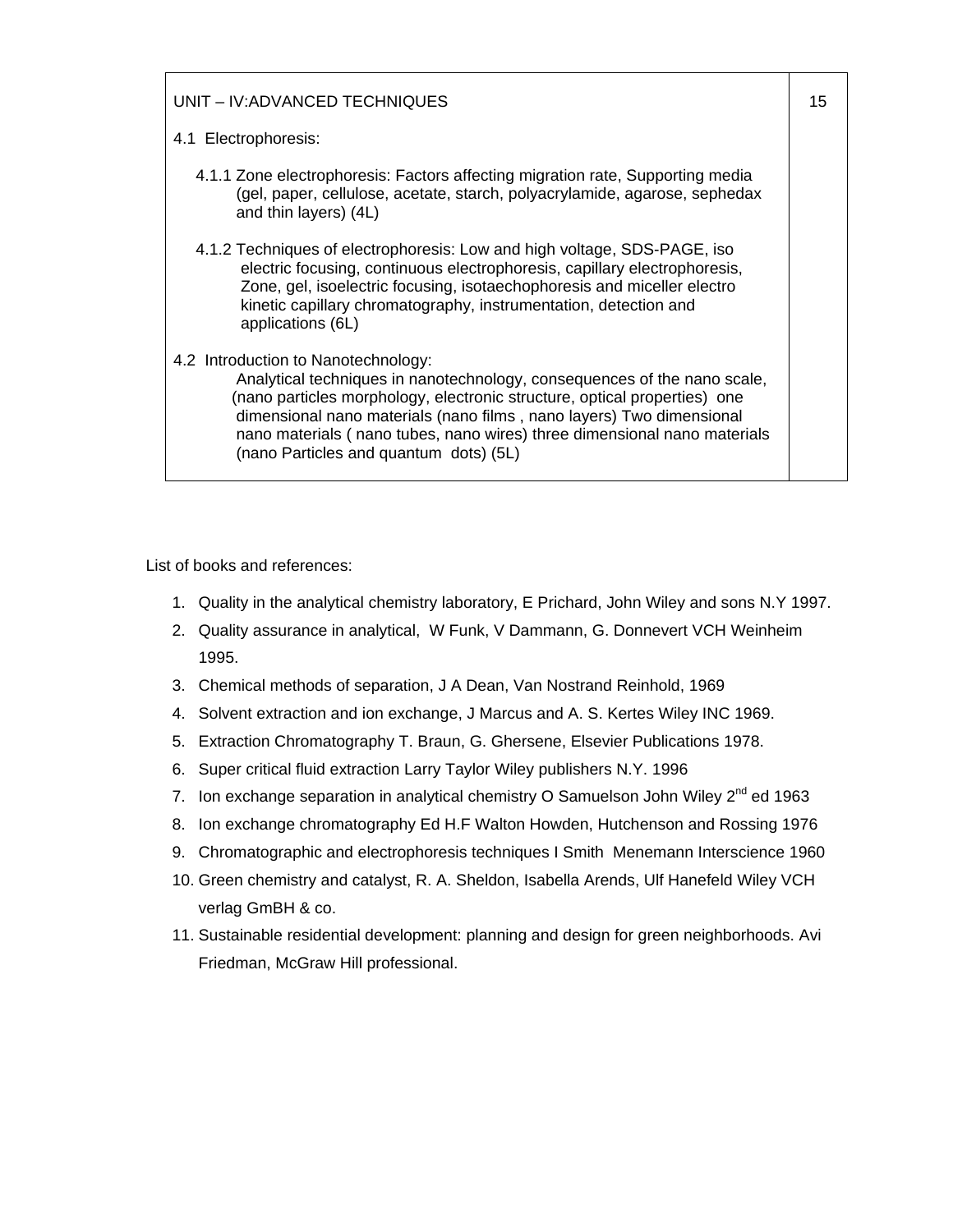| UNIT – IV:ADVANCED TECHNIQUES<br><br>4.1 Electrophoresis:<br><br>4.1.1 Zone electrophoresis: Factors affecting migration rate, Supporting media (gel, paper, cellulose, acetate, starch, polyacrylamide, agarose, sephedax and thin layers) (4L)<br><br>4.1.2 Techniques of electrophoresis: Low and high voltage, SDS-PAGE, iso electric focusing, continuous electrophoresis, capillary electrophoresis, Zone, gel, isoelectric focusing, isotaechophoresis and miceller electro kinetic capillary chromatography, instrumentation, detection and applications (6L)<br><br>4.2 Introduction to Nanotechnology:<br>Analytical techniques in nanotechnology, consequences of the nano scale, (nano particles morphology, electronic structure, optical properties) one dimensional nano materials (nano films , nano layers) Two dimensional nano materials ( nano tubes, nano wires) three dimensional nano materials (nano Particles and quantum dots) (5L) | 15 |
|---|---|

List of books and references:

1. Quality in the analytical chemistry laboratory, E Prichard, John Wiley and sons N.Y 1997.
2. Quality assurance in analytical, W Funk, V Dammann, G. Donnevert VCH Weinheim 1995.
3. Chemical methods of separation, J A Dean, Van Nostrand Reinhold, 1969
4. Solvent extraction and ion exchange, J Marcus and A. S. Kertes Wiley INC 1969.
5. Extraction Chromatography T. Braun, G. Ghersene, Elsevier Publications 1978.
6. Super critical fluid extraction Larry Taylor Wiley publishers N.Y. 1996
7. Ion exchange separation in analytical chemistry O Samuelson John Wiley 2nd ed 1963
8. Ion exchange chromatography Ed H.F Walton Howden, Hutchenson and Rossing 1976
9. Chromatographic and electrophoresis techniques I Smith Menemann Interscience 1960
10. Green chemistry and catalyst, R. A. Sheldon, Isabella Arends, Ulf Hanefeld Wiley VCH verlag GmBH & co.
11. Sustainable residential development: planning and design for green neighborhoods. Avi Friedman, McGraw Hill professional.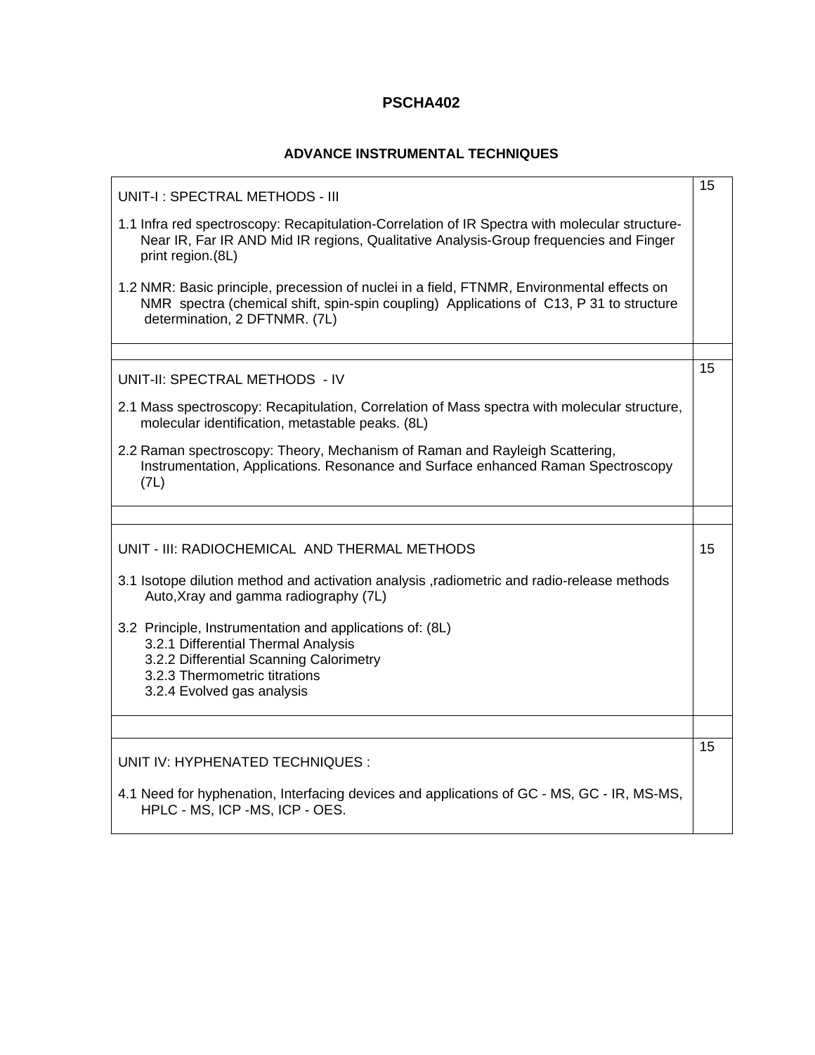# PSCHA402

## ADVANCE INSTRUMENTAL TECHNIQUES

| | |
|---|---|
| UNIT-I : SPECTRAL METHODS - III<br><br>1.1 Infra red spectroscopy: Recapitulation-Correlation of IR Spectra with molecular structure-Near IR, Far IR AND Mid IR regions, Qualitative Analysis-Group frequencies and Finger print region.(8L)<br><br>1.2 NMR: Basic principle, precession of nuclei in a field, FTNMR, Environmental effects on NMR spectra (chemical shift, spin-spin coupling) Applications of C13, P 31 to structure determination, 2 DFTNMR. (7L) | 15 |
| | |
| UNIT-II: SPECTRAL METHODS - IV<br><br>2.1 Mass spectroscopy: Recapitulation, Correlation of Mass spectra with molecular structure, molecular identification, metastable peaks. (8L)<br><br>2.2 Raman spectroscopy: Theory, Mechanism of Raman and Rayleigh Scattering, Instrumentation, Applications. Resonance and Surface enhanced Raman Spectroscopy (7L) | 15 |
| | |
| UNIT - III: RADIOCHEMICAL AND THERMAL METHODS<br><br>3.1 Isotope dilution method and activation analysis ,radiometric and radio-release methods Auto,Xray and gamma radiography (7L)<br><br>3.2 Principle, Instrumentation and applications of: (8L)<br>3.2.1 Differential Thermal Analysis<br>3.2.2 Differential Scanning Calorimetry<br>3.2.3 Thermometric titrations<br>3.2.4 Evolved gas analysis | 15 |
| | |
| UNIT IV: HYPHENATED TECHNIQUES :<br><br>4.1 Need for hyphenation, Interfacing devices and applications of GC - MS, GC - IR, MS-MS, HPLC - MS, ICP -MS, ICP - OES. | 15 |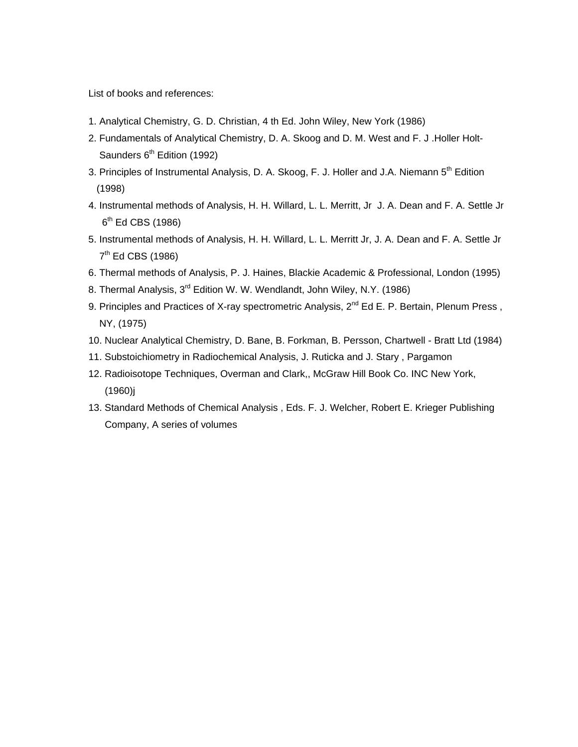List of books and references:

1. Analytical Chemistry, G. D. Christian, 4 th Ed. John Wiley, New York (1986)
2. Fundamentals of Analytical Chemistry, D. A. Skoog and D. M. West and F. J .Holler Holt-Saunders 6th Edition (1992)
3. Principles of Instrumental Analysis, D. A. Skoog, F. J. Holler and J.A. Niemann 5th Edition (1998)
4. Instrumental methods of Analysis, H. H. Willard, L. L. Merritt, Jr J. A. Dean and F. A. Settle Jr 6th Ed CBS (1986)
5. Instrumental methods of Analysis, H. H. Willard, L. L. Merritt Jr, J. A. Dean and F. A. Settle Jr 7th Ed CBS (1986)
6. Thermal methods of Analysis, P. J. Haines, Blackie Academic & Professional, London (1995)
8. Thermal Analysis, 3rd Edition W. W. Wendlandt, John Wiley, N.Y. (1986)
9. Principles and Practices of X-ray spectrometric Analysis, 2nd Ed E. P. Bertain, Plenum Press , NY, (1975)
10. Nuclear Analytical Chemistry, D. Bane, B. Forkman, B. Persson, Chartwell - Bratt Ltd (1984)
11. Substoichiometry in Radiochemical Analysis, J. Ruticka and J. Stary , Pargamon
12. Radioisotope Techniques, Overman and Clark,, McGraw Hill Book Co. INC New York, (1960)j
13. Standard Methods of Chemical Analysis , Eds. F. J. Welcher, Robert E. Krieger Publishing Company, A series of volumes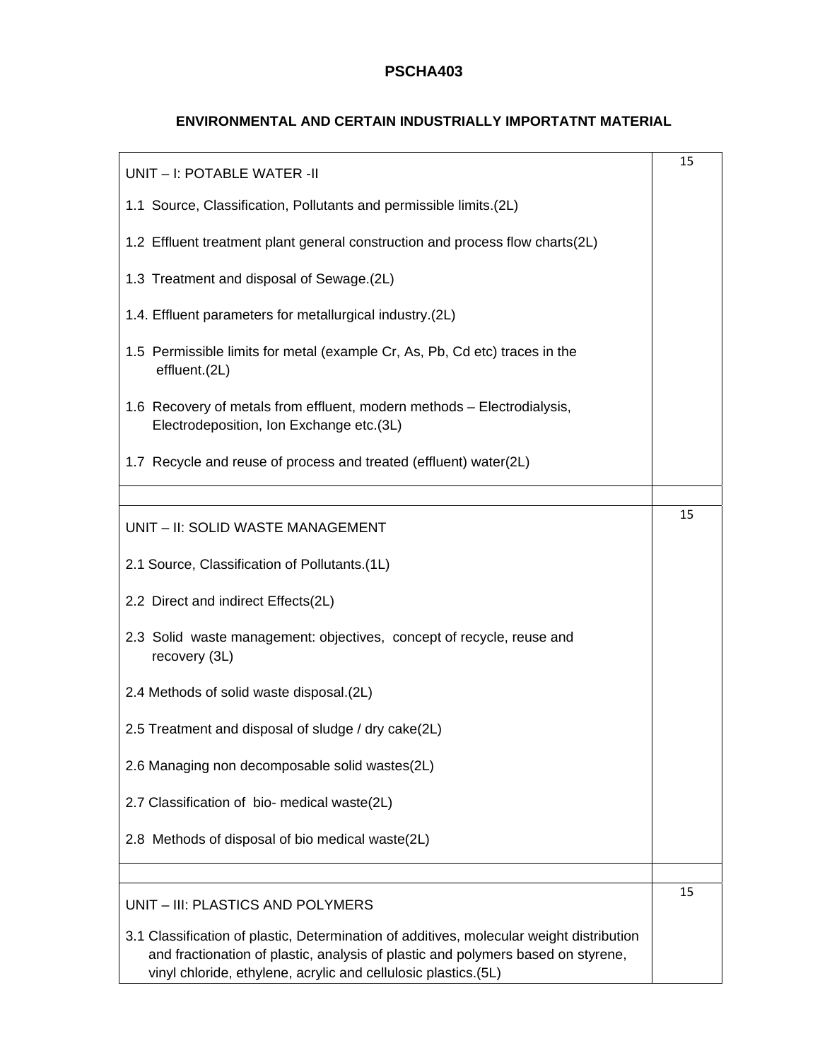**PSCHA403**

**ENVIRONMENTAL AND CERTAIN INDUSTRIALLY IMPORTATNT MATERIAL**

| | |
|---|---|
| UNIT – I: POTABLE WATER -II<br><br>1.1 Source, Classification, Pollutants and permissible limits.(2L)<br><br>1.2 Effluent treatment plant general construction and process flow charts(2L)<br><br>1.3 Treatment and disposal of Sewage.(2L)<br><br>1.4. Effluent parameters for metallurgical industry.(2L)<br><br>1.5 Permissible limits for metal (example Cr, As, Pb, Cd etc) traces in the effluent.(2L)<br><br>1.6 Recovery of metals from effluent, modern methods – Electrodialysis, Electrodeposition, Ion Exchange etc.(3L)<br><br>1.7 Recycle and reuse of process and treated (effluent) water(2L) | 15 |
| | |
| UNIT – II: SOLID WASTE MANAGEMENT<br><br>2.1 Source, Classification of Pollutants.(1L)<br><br>2.2 Direct and indirect Effects(2L)<br><br>2.3 Solid waste management: objectives, concept of recycle, reuse and recovery (3L)<br><br>2.4 Methods of solid waste disposal.(2L)<br><br>2.5 Treatment and disposal of sludge / dry cake(2L)<br><br>2.6 Managing non decomposable solid wastes(2L)<br><br>2.7 Classification of bio- medical waste(2L)<br><br>2.8 Methods of disposal of bio medical waste(2L) | 15 |
| | |
| UNIT – III: PLASTICS AND POLYMERS<br><br>3.1 Classification of plastic, Determination of additives, molecular weight distribution and fractionation of plastic, analysis of plastic and polymers based on styrene, vinyl chloride, ethylene, acrylic and cellulosic plastics.(5L) | 15 |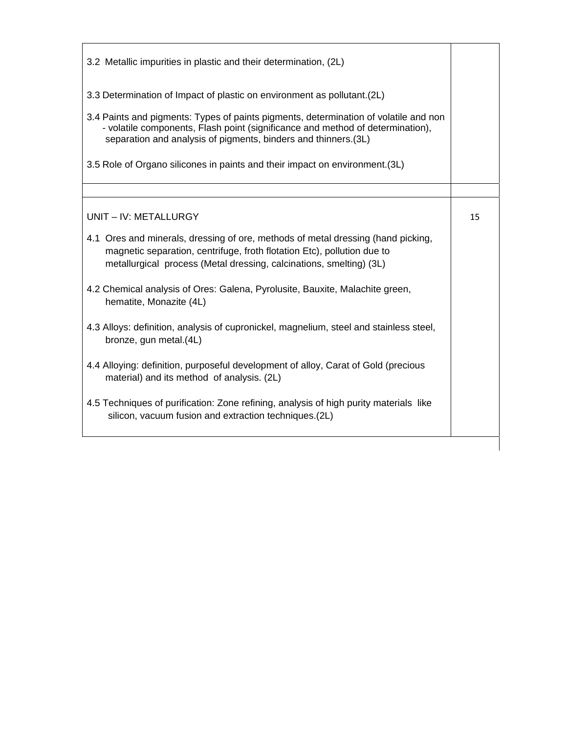| | |
|---|---|
| 3.2 Metallic impurities in plastic and their determination, (2L)<br><br>3.3 Determination of Impact of plastic on environment as pollutant.(2L)<br><br>3.4 Paints and pigments: Types of paints pigments, determination of volatile and non - volatile components, Flash point (significance and method of determination), separation and analysis of pigments, binders and thinners.(3L)<br><br>3.5 Role of Organo silicones in paints and their impact on environment.(3L) | |
| | |
| UNIT – IV: METALLURGY<br><br>4.1 Ores and minerals, dressing of ore, methods of metal dressing (hand picking, magnetic separation, centrifuge, froth flotation Etc), pollution due to metallurgical process (Metal dressing, calcinations, smelting) (3L)<br><br>4.2 Chemical analysis of Ores: Galena, Pyrolusite, Bauxite, Malachite green, hematite, Monazite (4L)<br><br>4.3 Alloys: definition, analysis of cupronickel, magnelium, steel and stainless steel, bronze, gun metal.(4L)<br><br>4.4 Alloying: definition, purposeful development of alloy, Carat of Gold (precious material) and its method of analysis. (2L)<br><br>4.5 Techniques of purification: Zone refining, analysis of high purity materials like silicon, vacuum fusion and extraction techniques.(2L) | 15 |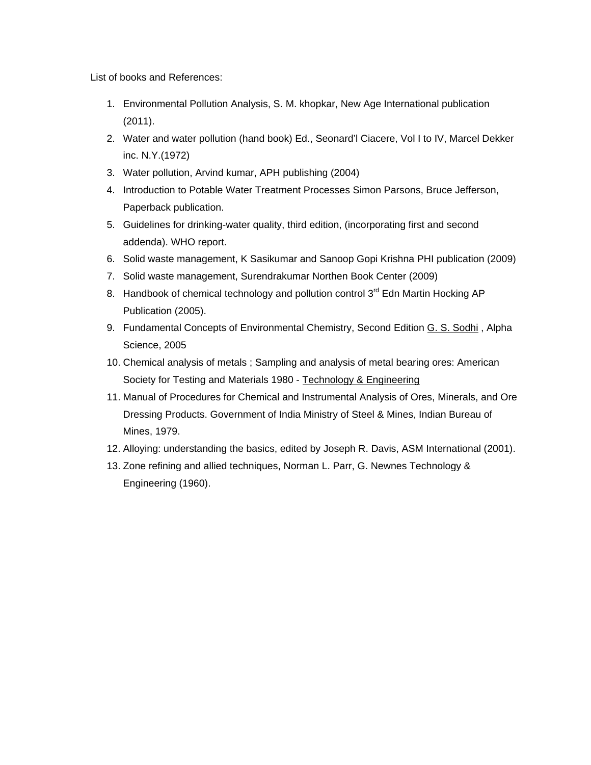List of books and References:

1. Environmental Pollution Analysis, S. M. khopkar, New Age International publication (2011).
2. Water and water pollution (hand book) Ed., Seonard'l Ciacere, Vol I to IV, Marcel Dekker inc. N.Y.(1972)
3. Water pollution, Arvind kumar, APH publishing (2004)
4. Introduction to Potable Water Treatment Processes Simon Parsons, Bruce Jefferson, Paperback publication.
5. Guidelines for drinking-water quality, third edition, (incorporating first and second addenda). WHO report.
6. Solid waste management, K Sasikumar and Sanoop Gopi Krishna PHI publication (2009)
7. Solid waste management, Surendrakumar Northen Book Center (2009)
8. Handbook of chemical technology and pollution control 3rd Edn Martin Hocking AP Publication (2005).
9. Fundamental Concepts of Environmental Chemistry, Second Edition G. S. Sodhi , Alpha Science, 2005
10. Chemical analysis of metals ; Sampling and analysis of metal bearing ores: American Society for Testing and Materials 1980 - Technology & Engineering
11. Manual of Procedures for Chemical and Instrumental Analysis of Ores, Minerals, and Ore Dressing Products. Government of India Ministry of Steel & Mines, Indian Bureau of Mines, 1979.
12. Alloying: understanding the basics, edited by Joseph R. Davis, ASM International (2001).
13. Zone refining and allied techniques, Norman L. Parr, G. Newnes Technology & Engineering (1960).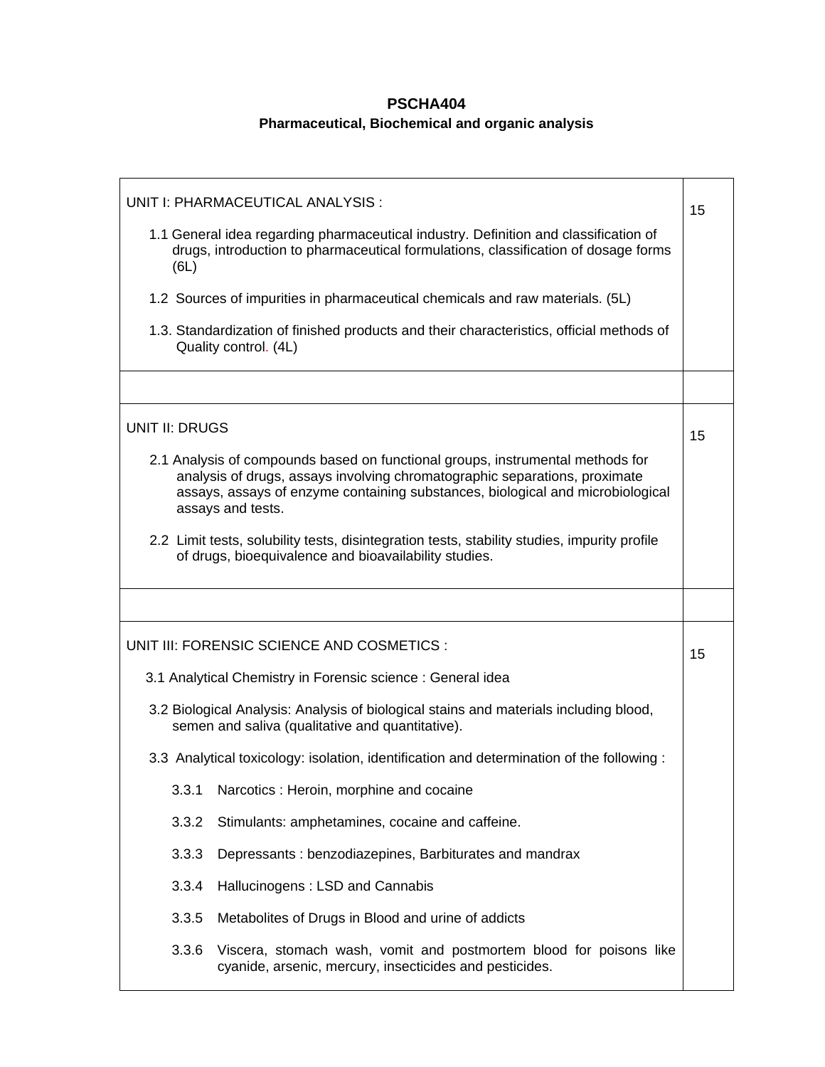**PSCHA404**

**Pharmaceutical, Biochemical and organic analysis**

| | |
|---|---|
| UNIT I: PHARMACEUTICAL ANALYSIS :<br><br>1.1 General idea regarding pharmaceutical industry. Definition and classification of drugs, introduction to pharmaceutical formulations, classification of dosage forms (6L)<br><br>1.2 Sources of impurities in pharmaceutical chemicals and raw materials. (5L)<br><br>1.3. Standardization of finished products and their characteristics, official methods of Quality control. (4L) | 15 |
| | |
| UNIT II: DRUGS<br><br>2.1 Analysis of compounds based on functional groups, instrumental methods for analysis of drugs, assays involving chromatographic separations, proximate assays, assays of enzyme containing substances, biological and microbiological assays and tests.<br><br>2.2 Limit tests, solubility tests, disintegration tests, stability studies, impurity profile of drugs, bioequivalence and bioavailability studies. | 15 |
| | |
| UNIT III: FORENSIC SCIENCE AND COSMETICS :<br><br>3.1 Analytical Chemistry in Forensic science : General idea<br><br>3.2 Biological Analysis: Analysis of biological stains and materials including blood, semen and saliva (qualitative and quantitative).<br><br>3.3 Analytical toxicology: isolation, identification and determination of the following :<br><br>3.3.1 Narcotics : Heroin, morphine and cocaine<br><br>3.3.2 Stimulants: amphetamines, cocaine and caffeine.<br><br>3.3.3 Depressants : benzodiazepines, Barbiturates and mandrax<br><br>3.3.4 Hallucinogens : LSD and Cannabis<br><br>3.3.5 Metabolites of Drugs in Blood and urine of addicts<br><br>3.3.6 Viscera, stomach wash, vomit and postmortem blood for poisons like cyanide, arsenic, mercury, insecticides and pesticides. | 15 |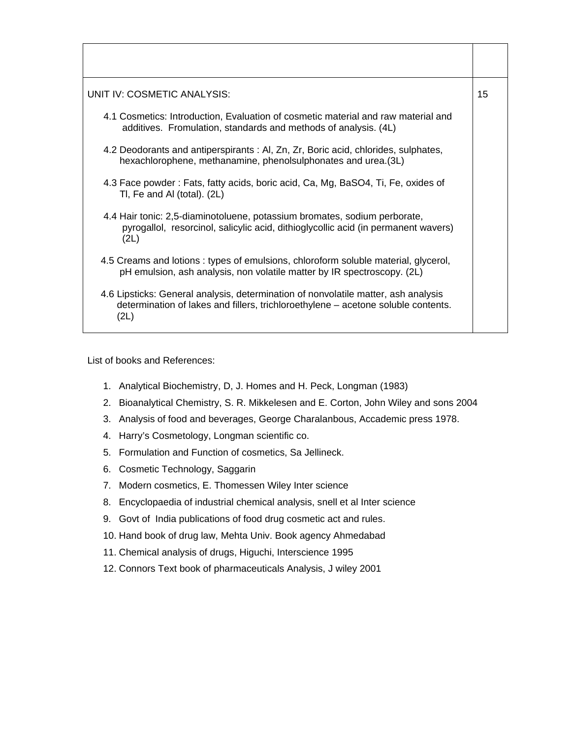| | |
|---|---|
| | |
| UNIT IV: COSMETIC ANALYSIS:<br><br>4.1 Cosmetics: Introduction, Evaluation of cosmetic material and raw material and additives. Fromulation, standards and methods of analysis. (4L)<br><br>4.2 Deodorants and antiperspirants : Al, Zn, Zr, Boric acid, chlorides, sulphates, hexachlorophene, methanamine, phenolsulphonates and urea.(3L)<br><br>4.3 Face powder : Fats, fatty acids, boric acid, Ca, Mg, $BaSO_4$, Ti, Fe, oxides of Tl, Fe and Al (total). (2L)<br><br>4.4 Hair tonic: 2,5-diaminotoluene, potassium bromates, sodium perborate, pyrogallol, resorcinol, salicylic acid, dithioglycollic acid (in permanent wavers) (2L)<br><br>4.5 Creams and lotions : types of emulsions, chloroform soluble material, glycerol, pH emulsion, ash analysis, non volatile matter by IR spectroscopy. (2L)<br><br>4.6 Lipsticks: General analysis, determination of nonvolatile matter, ash analysis determination of lakes and fillers, trichloroethylene – acetone soluble contents. (2L) | 15 |

List of books and References:

1. Analytical Biochemistry, D, J. Homes and H. Peck, Longman (1983)
2. Bioanalytical Chemistry, S. R. Mikkelesen and E. Corton, John Wiley and sons 2004
3. Analysis of food and beverages, George Charalanbous, Accademic press 1978.
4. Harry's Cosmetology, Longman scientific co.
5. Formulation and Function of cosmetics, Sa Jellineck.
6. Cosmetic Technology, Saggarin
7. Modern cosmetics, E. Thomessen Wiley Inter science
8. Encyclopaedia of industrial chemical analysis, snell et al Inter science
9. Govt of India publications of food drug cosmetic act and rules.
10. Hand book of drug law, Mehta Univ. Book agency Ahmedabad
11. Chemical analysis of drugs, Higuchi, Interscience 1995
12. Connors Text book of pharmaceuticals Analysis, J wiley 2001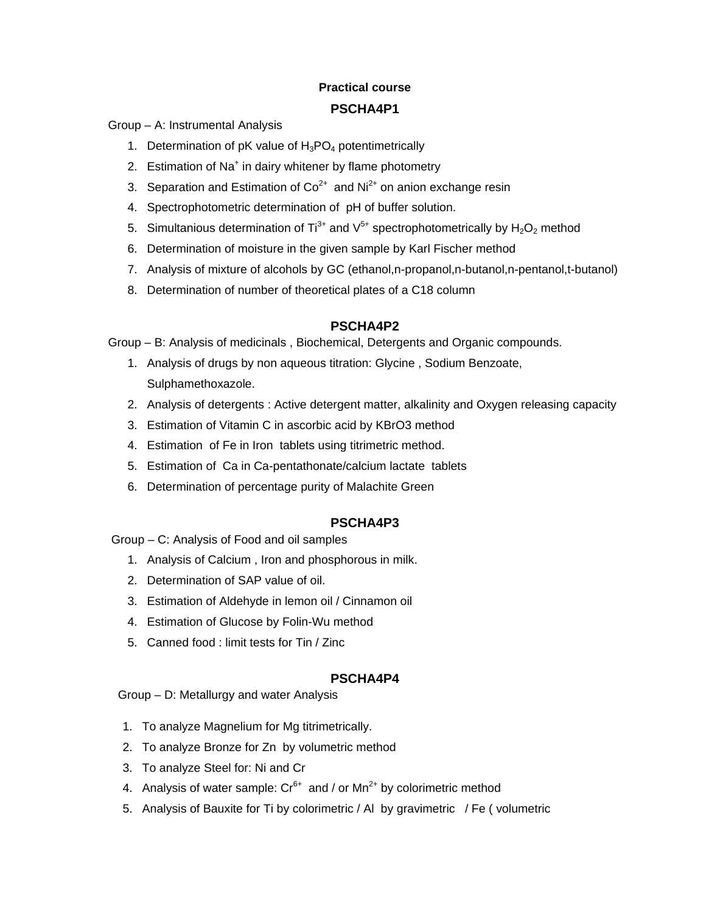**Practical course**

## PSCHA4P1

Group – A: Instrumental Analysis

1. Determination of pK value of $H_3PO_4$ potentimetrically
2. Estimation of $Na^+$ in dairy whitener by flame photometry
3. Separation and Estimation of $Co^{2+}$ and $Ni^{2+}$ on anion exchange resin
4. Spectrophotometric determination of pH of buffer solution.
5. Simultanious determination of $Ti^{3+}$ and $V^{5+}$ spectrophotometrically by $H_2O_2$ method
6. Determination of moisture in the given sample by Karl Fischer method
7. Analysis of mixture of alcohols by GC (ethanol,n-propanol,n-butanol,n-pentanol,t-butanol)
8. Determination of number of theoretical plates of a C18 column

## PSCHA4P2

Group – B: Analysis of medicinals , Biochemical, Detergents and Organic compounds.

1. Analysis of drugs by non aqueous titration: Glycine , Sodium Benzoate, Sulphamethoxazole.
2. Analysis of detergents : Active detergent matter, alkalinity and Oxygen releasing capacity
3. Estimation of Vitamin C in ascorbic acid by KBrO3 method
4. Estimation of Fe in Iron tablets using titrimetric method.
5. Estimation of Ca in Ca-pentathonate/calcium lactate tablets
6. Determination of percentage purity of Malachite Green

## PSCHA4P3

Group – C: Analysis of Food and oil samples

1. Analysis of Calcium , Iron and phosphorous in milk.
2. Determination of SAP value of oil.
3. Estimation of Aldehyde in lemon oil / Cinnamon oil
4. Estimation of Glucose by Folin-Wu method
5. Canned food : limit tests for Tin / Zinc

## PSCHA4P4

Group – D: Metallurgy and water Analysis

1. To analyze Magnelium for Mg titrimetrically.
2. To analyze Bronze for Zn by volumetric method
3. To analyze Steel for: Ni and Cr
4. Analysis of water sample: $Cr^{6+}$ and / or $Mn^{2+}$ by colorimetric method
5. Analysis of Bauxite for Ti by colorimetric / Al by gravimetric / Fe ( volumetric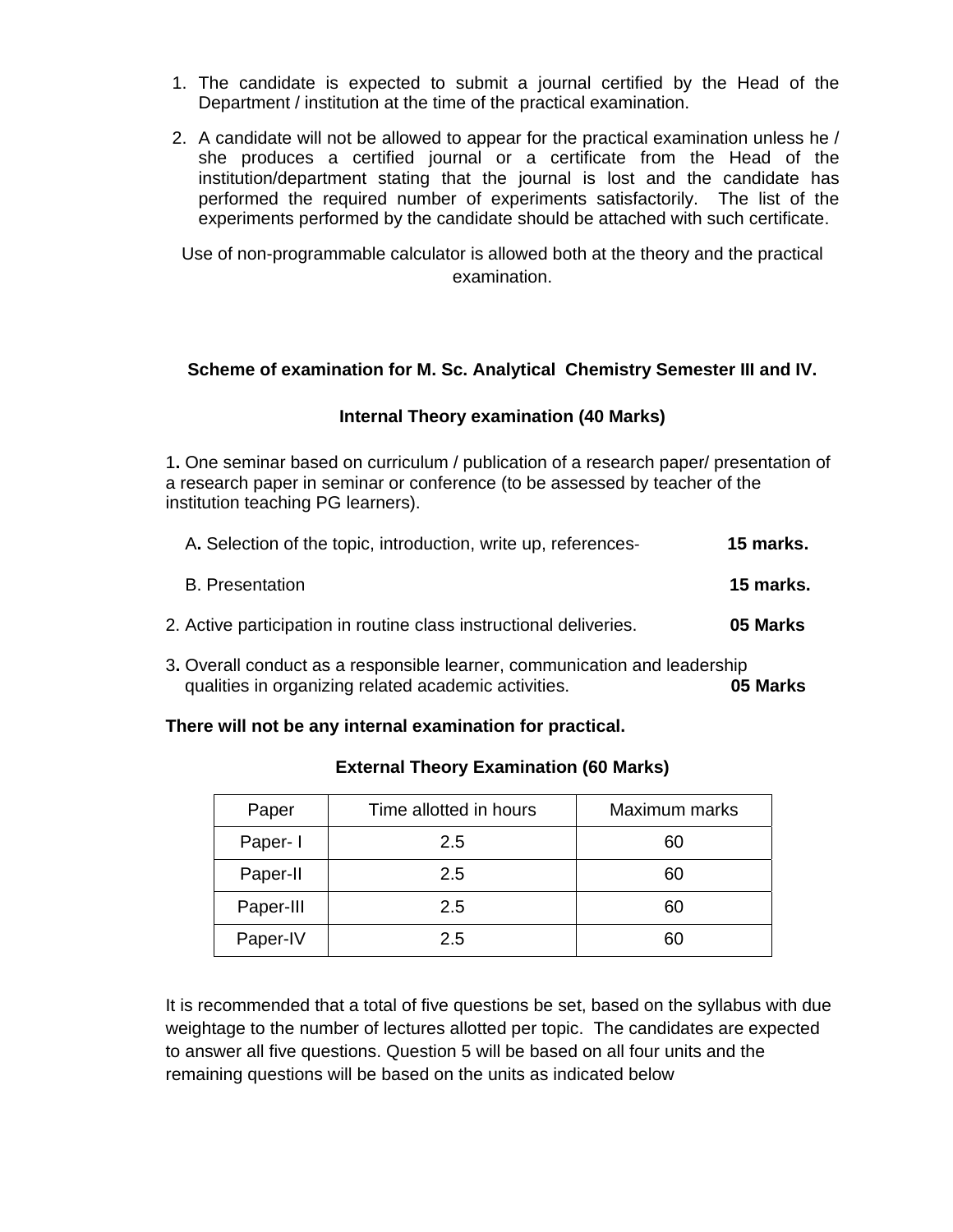1. The candidate is expected to submit a journal certified by the Head of the Department / institution at the time of the practical examination.
2. A candidate will not be allowed to appear for the practical examination unless he / she produces a certified journal or a certificate from the Head of the institution/department stating that the journal is lost and the candidate has performed the required number of experiments satisfactorily. The list of the experiments performed by the candidate should be attached with such certificate.

Use of non-programmable calculator is allowed both at the theory and the practical examination.

**Scheme of examination for M. Sc. Analytical Chemistry Semester III and IV.**

**Internal Theory examination (40 Marks)**

1. One seminar based on curriculum / publication of a research paper/ presentation of a research paper in seminar or conference (to be assessed by teacher of the institution teaching PG learners).

   A. Selection of the topic, introduction, write up, references- **15 marks.**

   B. Presentation **15 marks.**

2. Active participation in routine class instructional deliveries. **05 Marks**

3. Overall conduct as a responsible learner, communication and leadership qualities in organizing related academic activities. **05 Marks**

**There will not be any internal examination for practical.**

**External Theory Examination (60 Marks)**

| Paper | Time allotted in hours | Maximum marks |
|---|---|---|
| Paper- I | 2.5 | 60 |
| Paper-II | 2.5 | 60 |
| Paper-III | 2.5 | 60 |
| Paper-IV | 2.5 | 60 |

It is recommended that a total of five questions be set, based on the syllabus with due weightage to the number of lectures allotted per topic. The candidates are expected to answer all five questions. Question 5 will be based on all four units and the remaining questions will be based on the units as indicated below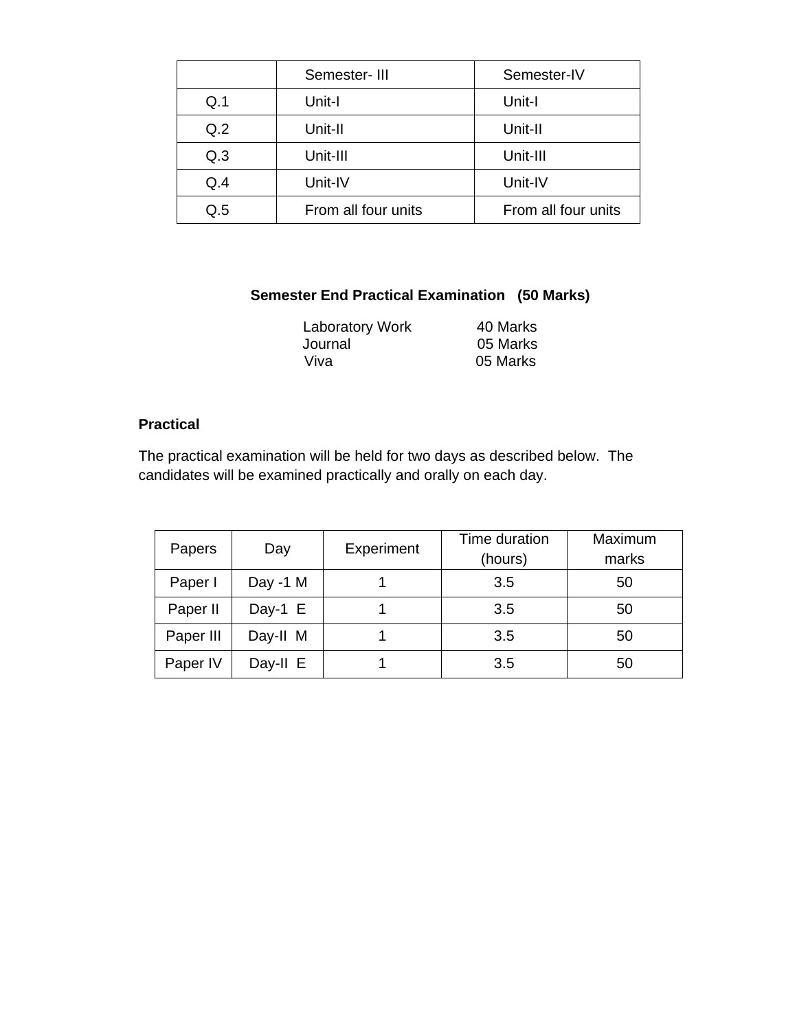| | Semester- III | Semester-IV |
|---|---|---|
| Q.1 | Unit-I | Unit-I |
| Q.2 | Unit-II | Unit-II |
| Q.3 | Unit-III | Unit-III |
| Q.4 | Unit-IV | Unit-IV |
| Q.5 | From all four units | From all four units |

**Semester End Practical Examination (50 Marks)**

| | |
|---|---|
| Laboratory Work | 40 Marks |
| Journal | 05 Marks |
| Viva | 05 Marks |

**Practical**

The practical examination will be held for two days as described below. The candidates will be examined practically and orally on each day.

| Papers | Day | Experiment | Time duration (hours) | Maximum marks |
|---|---|---|---|---|
| Paper I | Day -1 M | 1 | 3.5 | 50 |
| Paper II | Day-1 E | 1 | 3.5 | 50 |
| Paper III | Day-II M | 1 | 3.5 | 50 |
| Paper IV | Day-II E | 1 | 3.5 | 50 |